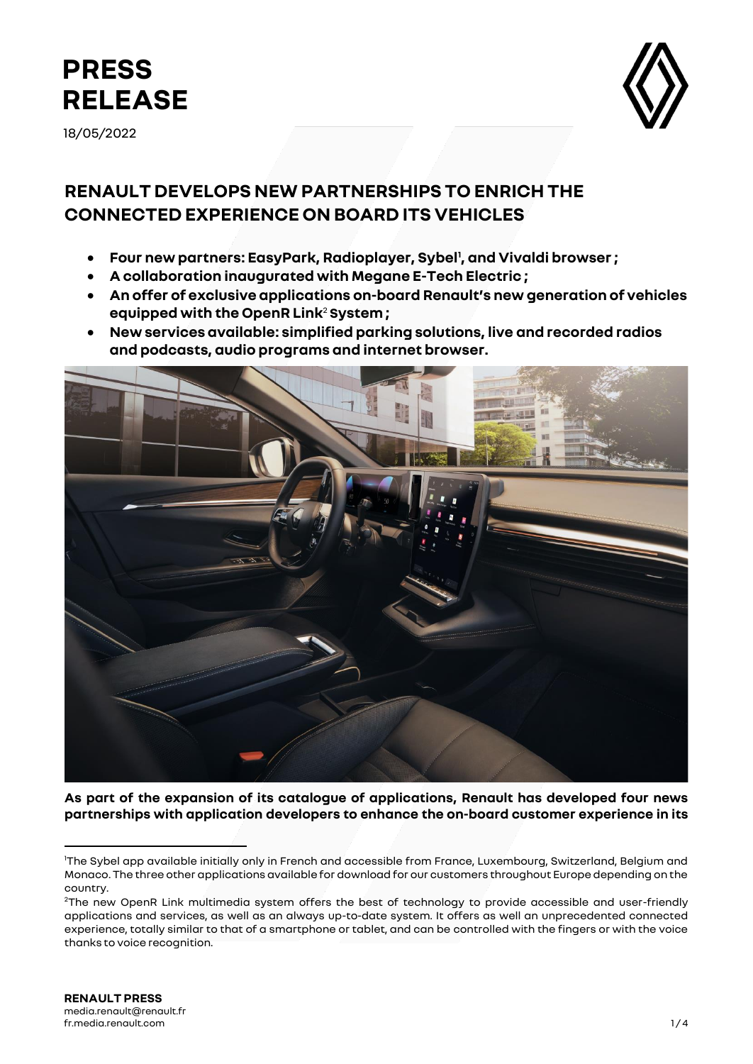# PRESS RELEASE

18/05/2022

## RENAULT DEVELOPS NEW PARTNERSHIPS TO ENRICH THE CONNECTED EXPERIENCE ON BOARD ITS VEHICLES

- **Four new partners: EasyPark, Radioplayer, Sybel[1], and Vivaldi browser ;**
- **A collaboration inaugurated with Megane E-Tech Electric ;**
- **An offer of exclusive applications on-board Renault's new generation of vehicles equipped with the OpenR Link[2] System ;**
- **New services available: simplified parking solutions, live and recorded radios and podcasts, audio programs and internet browser.**

**As part of the expansion of its catalogue of applications, Renault has developed four news partnerships with application developers to enhance the on-board customer experience in its**

---

[1] The Sybel app available initially only in French and accessible from France, Luxembourg, Switzerland, Belgium and Monaco. The three other applications available for download for our customers throughout Europe depending on the country.

[2] The new OpenR Link multimedia system offers the best of technology to provide accessible and user-friendly applications and services, as well as an always up-to-date system. It offers as well an unprecedented connected experience, totally similar to that of a smartphone or tablet, and can be controlled with the fingers or with the voice thanks to voice recognition.

**RENAULT PRESS**
media.renault@renault.fr
fr.media.renault.com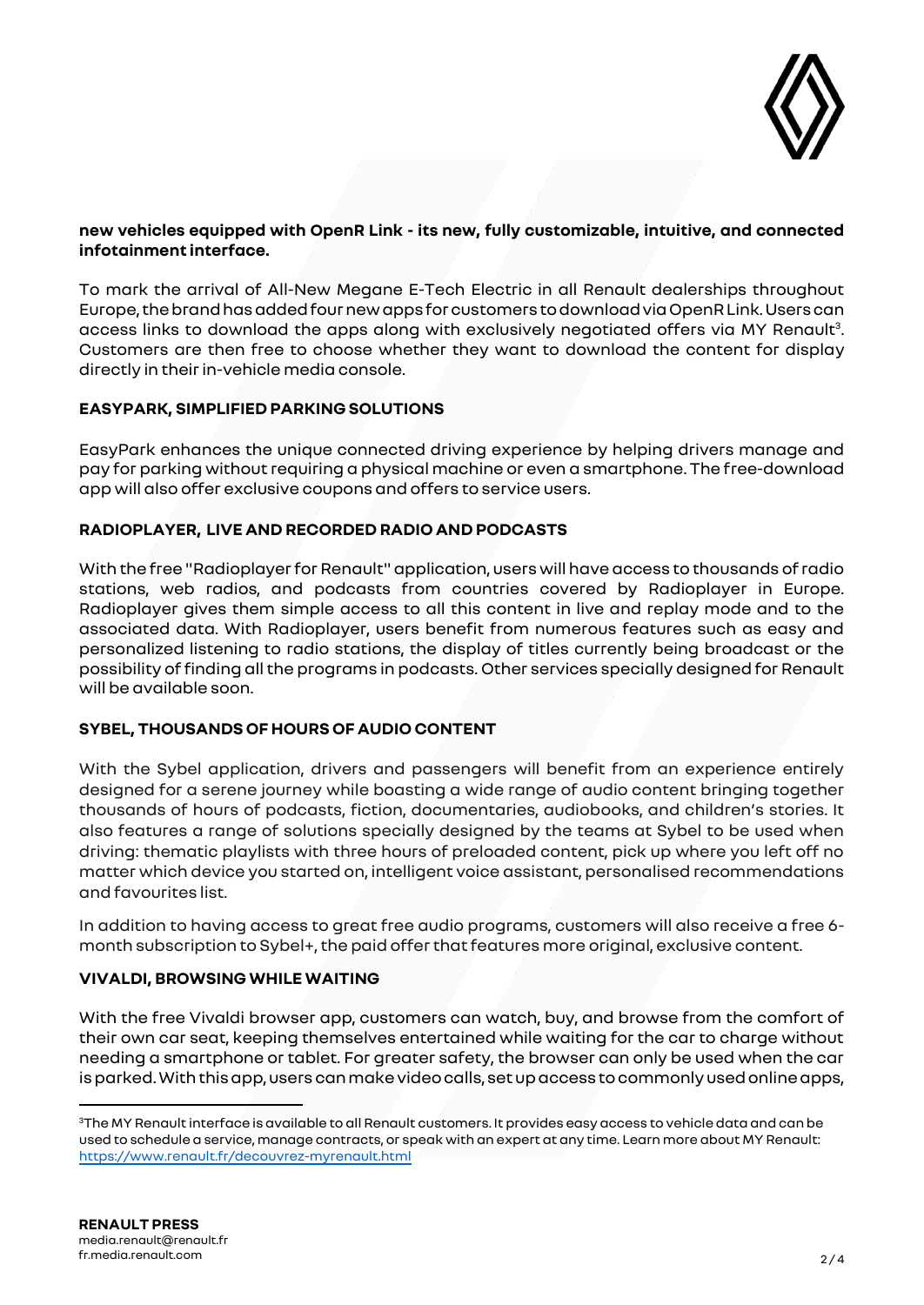**new vehicles equipped with OpenR Link - its new, fully customizable, intuitive, and connected infotainment interface.**

To mark the arrival of All-New Megane E-Tech Electric in all Renault dealerships throughout Europe, the brand has added four new apps for customers to download via OpenR Link. Users can access links to download the apps along with exclusively negotiated offers via MY Renault[3]. Customers are then free to choose whether they want to download the content for display directly in their in-vehicle media console.

**EASYPARK, SIMPLIFIED PARKING SOLUTIONS**

EasyPark enhances the unique connected driving experience by helping drivers manage and pay for parking without requiring a physical machine or even a smartphone. The free-download app will also offer exclusive coupons and offers to service users.

**RADIOPLAYER, LIVE AND RECORDED RADIO AND PODCASTS**

With the free "Radioplayer for Renault" application, users will have access to thousands of radio stations, web radios, and podcasts from countries covered by Radioplayer in Europe. Radioplayer gives them simple access to all this content in live and replay mode and to the associated data. With Radioplayer, users benefit from numerous features such as easy and personalized listening to radio stations, the display of titles currently being broadcast or the possibility of finding all the programs in podcasts. Other services specially designed for Renault will be available soon.

**SYBEL, THOUSANDS OF HOURS OF AUDIO CONTENT**

With the Sybel application, drivers and passengers will benefit from an experience entirely designed for a serene journey while boasting a wide range of audio content bringing together thousands of hours of podcasts, fiction, documentaries, audiobooks, and children's stories. It also features a range of solutions specially designed by the teams at Sybel to be used when driving: thematic playlists with three hours of preloaded content, pick up where you left off no matter which device you started on, intelligent voice assistant, personalised recommendations and favourites list.

In addition to having access to great free audio programs, customers will also receive a free 6-month subscription to Sybel+, the paid offer that features more original, exclusive content.

**VIVALDI, BROWSING WHILE WAITING**

With the free Vivaldi browser app, customers can watch, buy, and browse from the comfort of their own car seat, keeping themselves entertained while waiting for the car to charge without needing a smartphone or tablet. For greater safety, the browser can only be used when the car is parked. With this app, users can make video calls, set up access to commonly used online apps,

---

[3] The MY Renault interface is available to all Renault customers. It provides easy access to vehicle data and can be used to schedule a service, manage contracts, or speak with an expert at any time. Learn more about MY Renault: https://www.renault.fr/decouvrez-myrenault.html

**RENAULT PRESS**
media.renault@renault.fr
fr.media.renault.com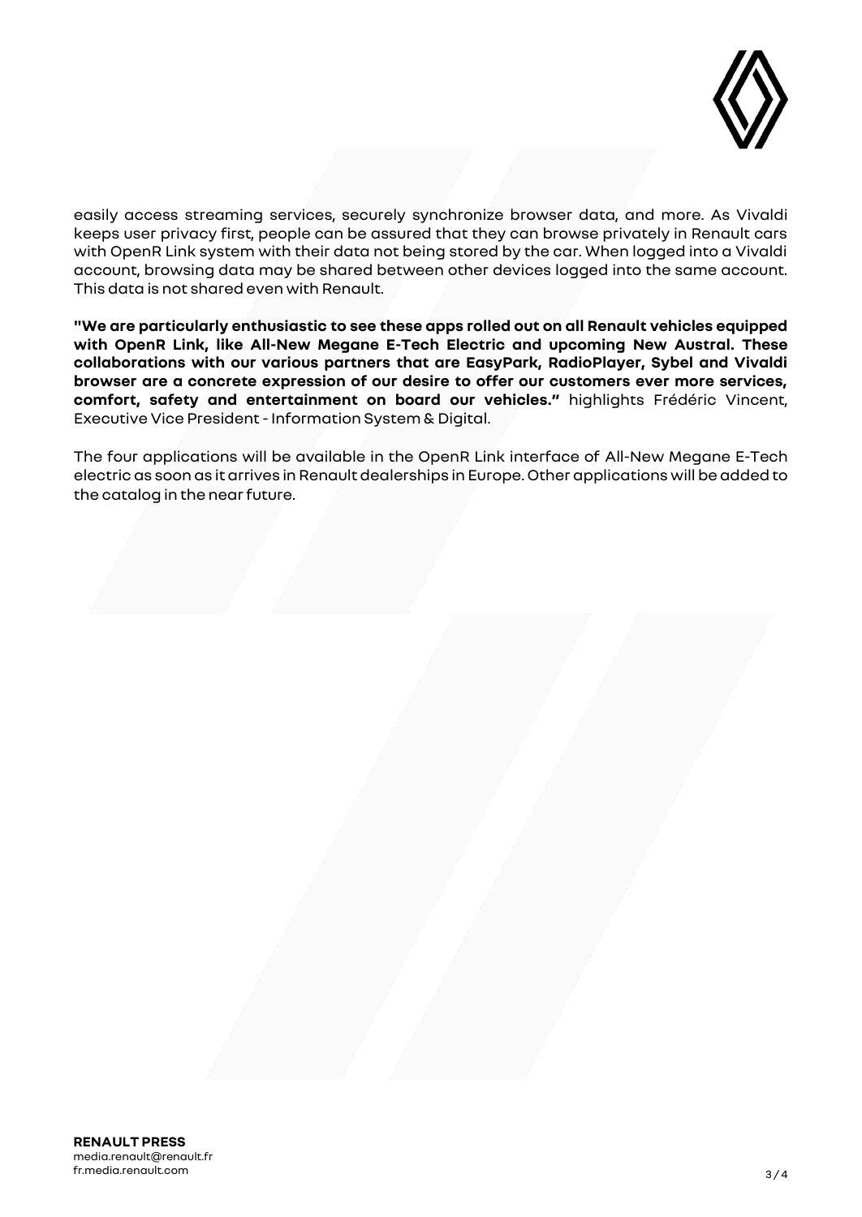easily access streaming services, securely synchronize browser data, and more. As Vivaldi keeps user privacy first, people can be assured that they can browse privately in Renault cars with OpenR Link system with their data not being stored by the car. When logged into a Vivaldi account, browsing data may be shared between other devices logged into the same account. This data is not shared even with Renault.

**"We are particularly enthusiastic to see these apps rolled out on all Renault vehicles equipped with OpenR Link, like All-New Megane E-Tech Electric and upcoming New Austral. These collaborations with our various partners that are EasyPark, RadioPlayer, Sybel and Vivaldi browser are a concrete expression of our desire to offer our customers ever more services, comfort, safety and entertainment on board our vehicles."** highlights Frédéric Vincent, Executive Vice President - Information System & Digital.

The four applications will be available in the OpenR Link interface of All-New Megane E-Tech electric as soon as it arrives in Renault dealerships in Europe. Other applications will be added to the catalog in the near future.

**RENAULT PRESS**
media.renault@renault.fr
fr.media.renault.com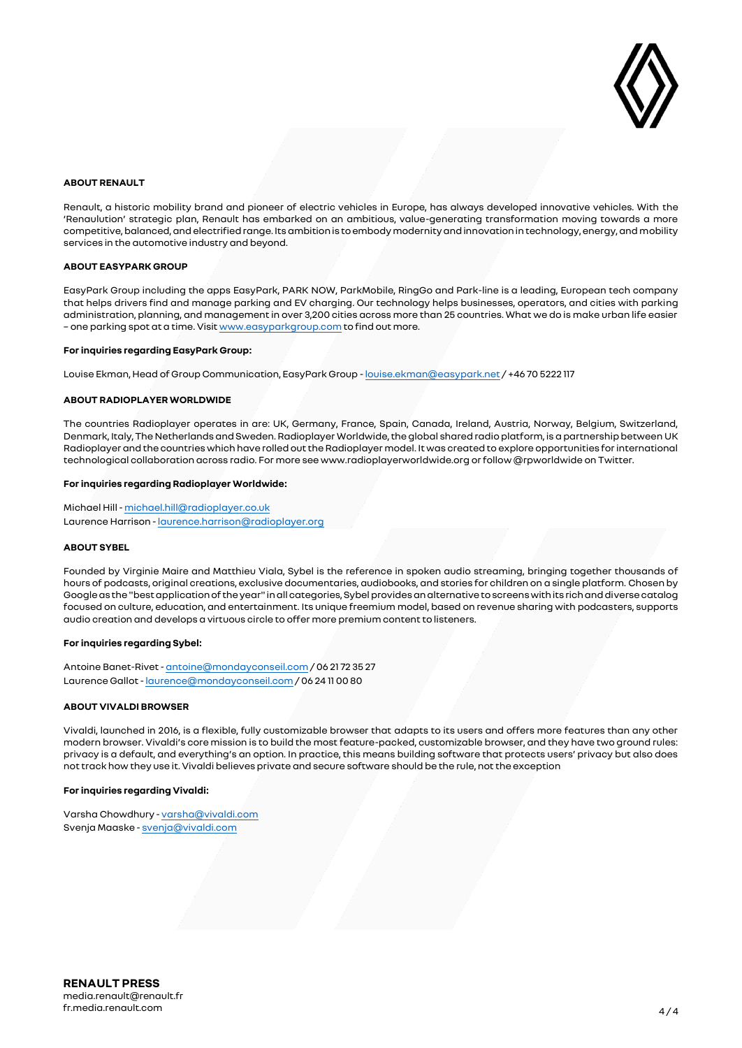### ABOUT RENAULT

Renault, a historic mobility brand and pioneer of electric vehicles in Europe, has always developed innovative vehicles. With the 'Renaulution' strategic plan, Renault has embarked on an ambitious, value-generating transformation moving towards a more competitive, balanced, and electrified range. Its ambition is to embody modernity and innovation in technology, energy, and mobility services in the automotive industry and beyond.

### ABOUT EASYPARK GROUP

EasyPark Group including the apps EasyPark, PARK NOW, ParkMobile, RingGo and Park-line is a leading, European tech company that helps drivers find and manage parking and EV charging. Our technology helps businesses, operators, and cities with parking administration, planning, and management in over 3,200 cities across more than 25 countries. What we do is make urban life easier – one parking spot at a time. Visit www.easyparkgroup.com to find out more.

**For inquiries regarding EasyPark Group:**

Louise Ekman, Head of Group Communication, EasyPark Group - louise.ekman@easypark.net / +46 70 5222 117

### ABOUT RADIOPLAYER WORLDWIDE

The countries Radioplayer operates in are: UK, Germany, France, Spain, Canada, Ireland, Austria, Norway, Belgium, Switzerland, Denmark, Italy, The Netherlands and Sweden. Radioplayer Worldwide, the global shared radio platform, is a partnership between UK Radioplayer and the countries which have rolled out the Radioplayer model. It was created to explore opportunities for international technological collaboration across radio. For more see www.radioplayerworldwide.org or follow @rpworldwide on Twitter.

**For inquiries regarding Radioplayer Worldwide:**

Michael Hill - michael.hill@radioplayer.co.uk
Laurence Harrison - laurence.harrison@radioplayer.org

### ABOUT SYBEL

Founded by Virginie Maire and Matthieu Viala, Sybel is the reference in spoken audio streaming, bringing together thousands of hours of podcasts, original creations, exclusive documentaries, audiobooks, and stories for children on a single platform. Chosen by Google as the "best application of the year" in all categories, Sybel provides an alternative to screens with its rich and diverse catalog focused on culture, education, and entertainment. Its unique freemium model, based on revenue sharing with podcasters, supports audio creation and develops a virtuous circle to offer more premium content to listeners.

**For inquiries regarding Sybel:**

Antoine Banet-Rivet - antoine@mondayconseil.com / 06 21 72 35 27
Laurence Gallot - laurence@mondayconseil.com / 06 24 11 00 80

### ABOUT VIVALDI BROWSER

Vivaldi, launched in 2016, is a flexible, fully customizable browser that adapts to its users and offers more features than any other modern browser. Vivaldi's core mission is to build the most feature-packed, customizable browser, and they have two ground rules: privacy is a default, and everything's an option. In practice, this means building software that protects users' privacy but also does not track how they use it. Vivaldi believes private and secure software should be the rule, not the exception

**For inquiries regarding Vivaldi:**

Varsha Chowdhury - varsha@vivaldi.com
Svenja Maaske - svenja@vivaldi.com

**RENAULT PRESS**
media.renault@renault.fr
fr.media.renault.com